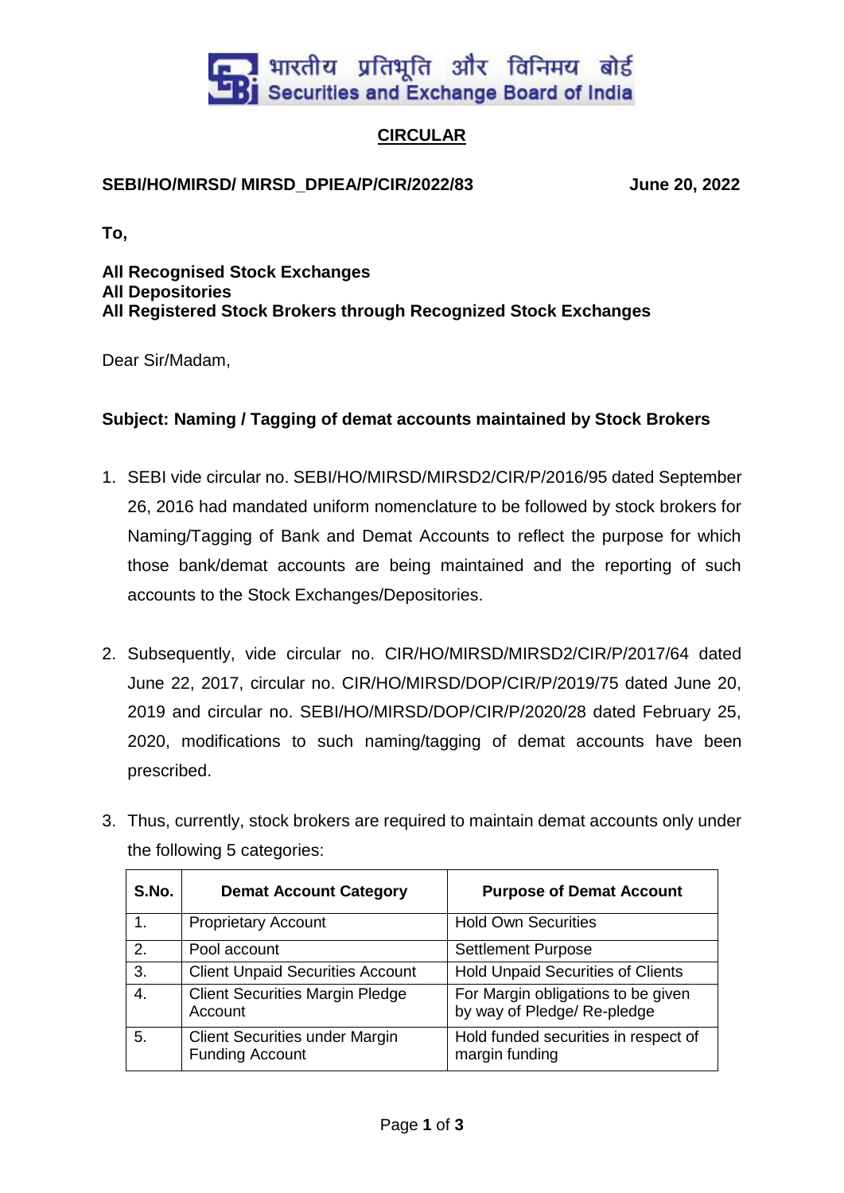भारतीय प्रतिभूति और विनिमय बोर्ड
Securities and Exchange Board of India

## CIRCULAR

**SEBI/HO/MIRSD/ MIRSD_DPIEA/P/CIR/2022/83** **June 20, 2022**

**To,**

**All Recognised Stock Exchanges**
**All Depositories**
**All Registered Stock Brokers through Recognized Stock Exchanges**

Dear Sir/Madam,

**Subject: Naming / Tagging of demat accounts maintained by Stock Brokers**

1. SEBI vide circular no. SEBI/HO/MIRSD/MIRSD2/CIR/P/2016/95 dated September 26, 2016 had mandated uniform nomenclature to be followed by stock brokers for Naming/Tagging of Bank and Demat Accounts to reflect the purpose for which those bank/demat accounts are being maintained and the reporting of such accounts to the Stock Exchanges/Depositories.

2. Subsequently, vide circular no. CIR/HO/MIRSD/MIRSD2/CIR/P/2017/64 dated June 22, 2017, circular no. CIR/HO/MIRSD/DOP/CIR/P/2019/75 dated June 20, 2019 and circular no. SEBI/HO/MIRSD/DOP/CIR/P/2020/28 dated February 25, 2020, modifications to such naming/tagging of demat accounts have been prescribed.

3. Thus, currently, stock brokers are required to maintain demat accounts only under the following 5 categories:

| S.No. | Demat Account Category | Purpose of Demat Account |
|---|---|---|
| 1. | Proprietary Account | Hold Own Securities |
| 2. | Pool account | Settlement Purpose |
| 3. | Client Unpaid Securities Account | Hold Unpaid Securities of Clients |
| 4. | Client Securities Margin Pledge Account | For Margin obligations to be given by way of Pledge/ Re-pledge |
| 5. | Client Securities under Margin Funding Account | Hold funded securities in respect of margin funding |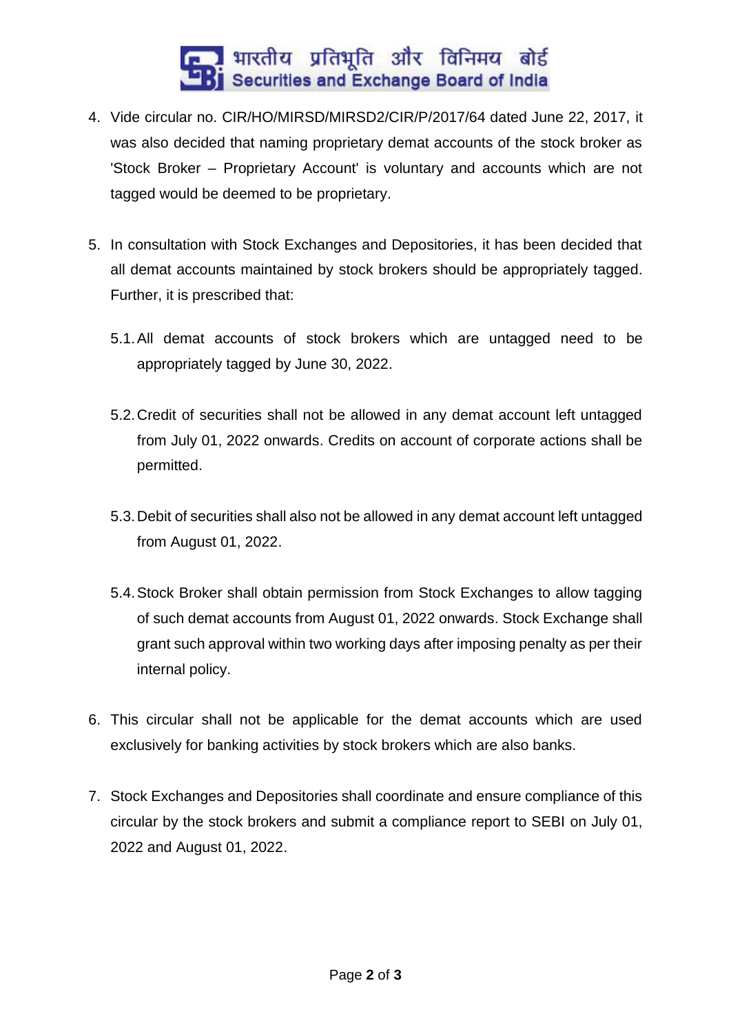4. Vide circular no. CIR/HO/MIRSD/MIRSD2/CIR/P/2017/64 dated June 22, 2017, it was also decided that naming proprietary demat accounts of the stock broker as 'Stock Broker – Proprietary Account' is voluntary and accounts which are not tagged would be deemed to be proprietary.

5. In consultation with Stock Exchanges and Depositories, it has been decided that all demat accounts maintained by stock brokers should be appropriately tagged. Further, it is prescribed that:

   5.1. All demat accounts of stock brokers which are untagged need to be appropriately tagged by June 30, 2022.

   5.2. Credit of securities shall not be allowed in any demat account left untagged from July 01, 2022 onwards. Credits on account of corporate actions shall be permitted.

   5.3. Debit of securities shall also not be allowed in any demat account left untagged from August 01, 2022.

   5.4. Stock Broker shall obtain permission from Stock Exchanges to allow tagging of such demat accounts from August 01, 2022 onwards. Stock Exchange shall grant such approval within two working days after imposing penalty as per their internal policy.

6. This circular shall not be applicable for the demat accounts which are used exclusively for banking activities by stock brokers which are also banks.

7. Stock Exchanges and Depositories shall coordinate and ensure compliance of this circular by the stock brokers and submit a compliance report to SEBI on July 01, 2022 and August 01, 2022.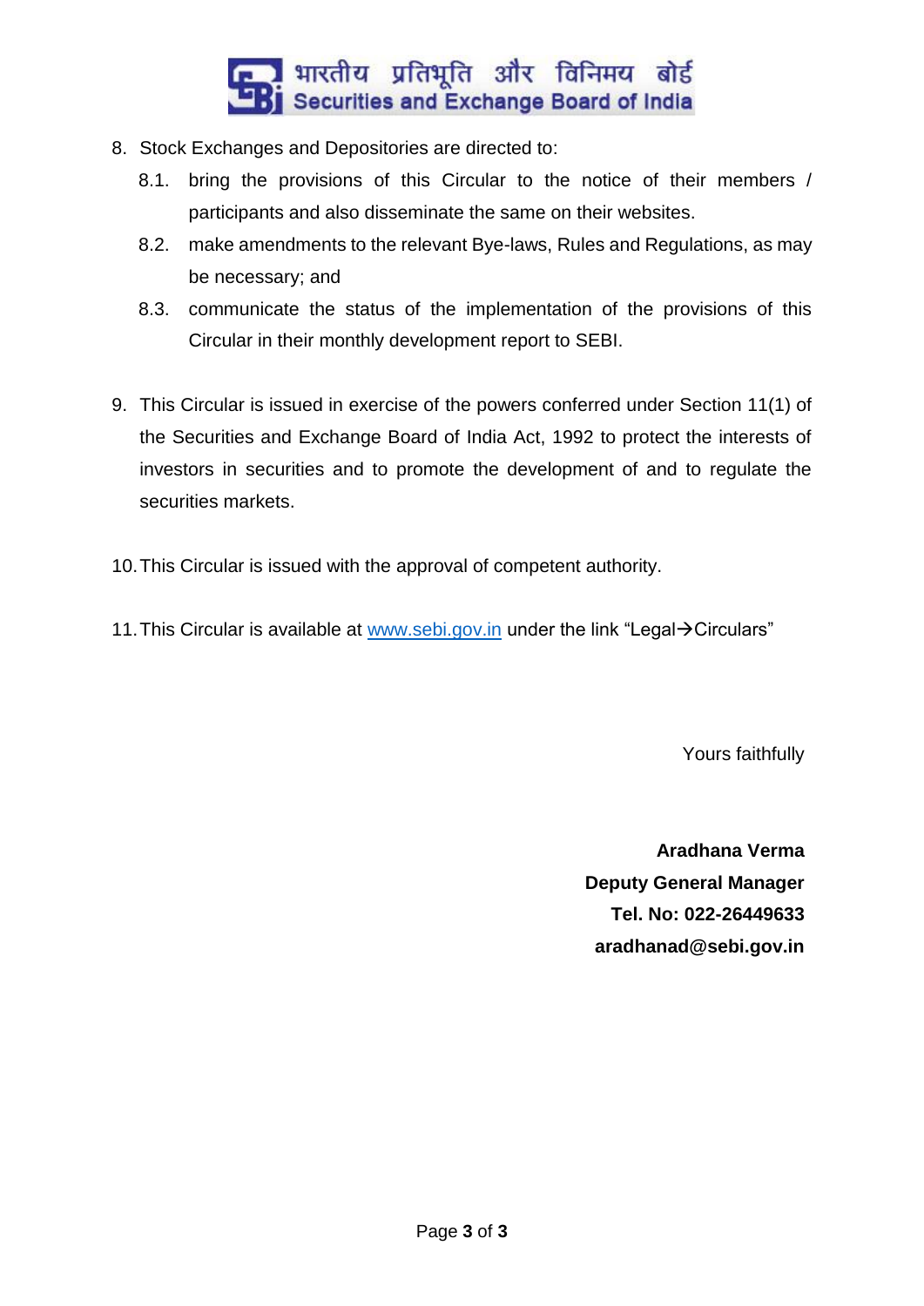8. Stock Exchanges and Depositories are directed to:
   - 8.1. bring the provisions of this Circular to the notice of their members / participants and also disseminate the same on their websites.
   - 8.2. make amendments to the relevant Bye-laws, Rules and Regulations, as may be necessary; and
   - 8.3. communicate the status of the implementation of the provisions of this Circular in their monthly development report to SEBI.

9. This Circular is issued in exercise of the powers conferred under Section 11(1) of the Securities and Exchange Board of India Act, 1992 to protect the interests of investors in securities and to promote the development of and to regulate the securities markets.

10. This Circular is issued with the approval of competent authority.

11. This Circular is available at [www.sebi.gov.in](http://www.sebi.gov.in) under the link "Legal→Circulars"

Yours faithfully

**Aradhana Verma**
**Deputy General Manager**
**Tel. No: 022-26449633**
**aradhanad@sebi.gov.in**